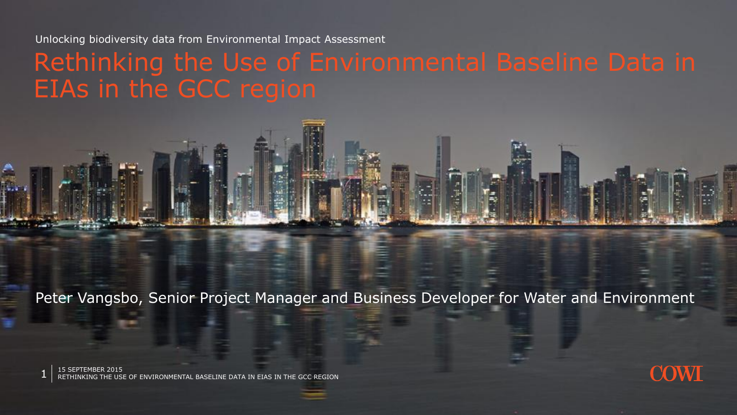Unlocking biodiversity data from Environmental Impact Assessment

# Rethinking the Use of Environmental Baseline Data in EIAs in the GCC region

Peter Vangsbo, Senior Project Manager and Business Developer for Water and Environment

15 SEPTEMBER 2015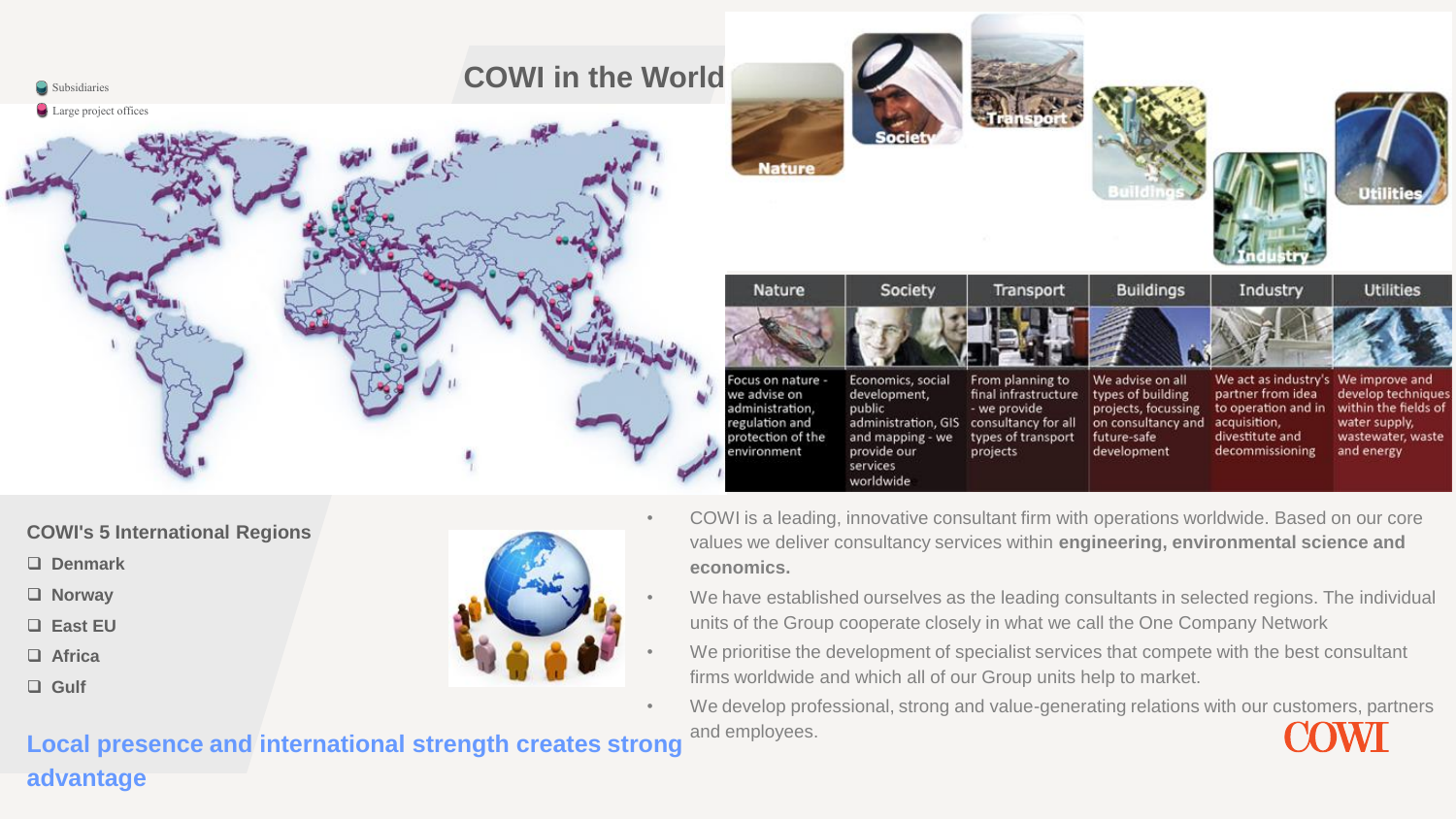# COWI in the World

Subsidiaries

Large project offices

| Nature | Society | Transport | Buildings | Industry | Utilities |
|---|---|---|---|---|---|
| Focus on nature - we advise on administration, regulation and protection of the environment | Economics, social development, public administration, GIS and mapping - we provide our services worldwide | From planning to final infrastructure - we provide consultancy for all types of transport projects | We advise on all types of building projects, focussing on consultancy and future-safe development | We act as industry's partner from idea to operation and in acquisition, divestitute and decommissioning | We improve and develop techniques within the fields of water supply, wastewater, waste and energy |

**COWI's 5 International Regions**

- Denmark
- Norway
- East EU
- Africa
- Gulf

- COWI is a leading, innovative consultant firm with operations worldwide. Based on our core values we deliver consultancy services within **engineering, environmental science and economics.**
- We have established ourselves as the leading consultants in selected regions. The individual units of the Group cooperate closely in what we call the One Company Network
- We prioritise the development of specialist services that compete with the best consultant firms worldwide and which all of our Group units help to market.
- We develop professional, strong and value-generating relations with our customers, partners and employees.

**Local presence and international strength creates strong advantage**

COWI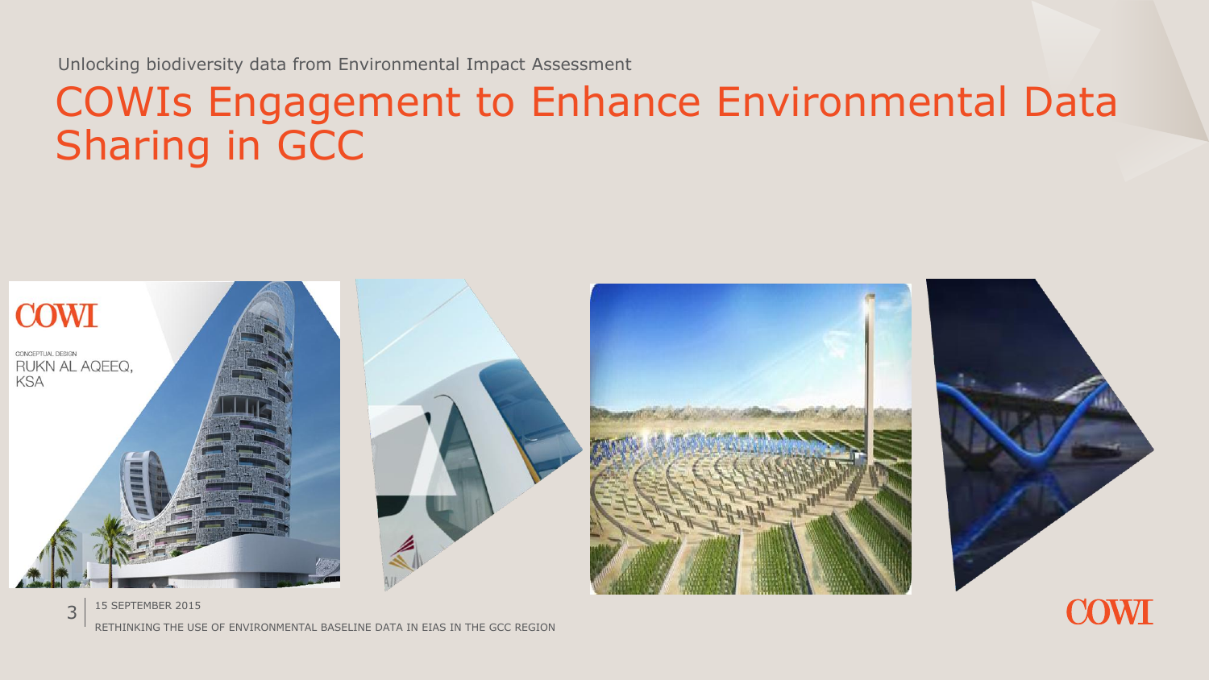Unlocking biodiversity data from Environmental Impact Assessment

# COWIs Engagement to Enhance Environmental Data Sharing in GCC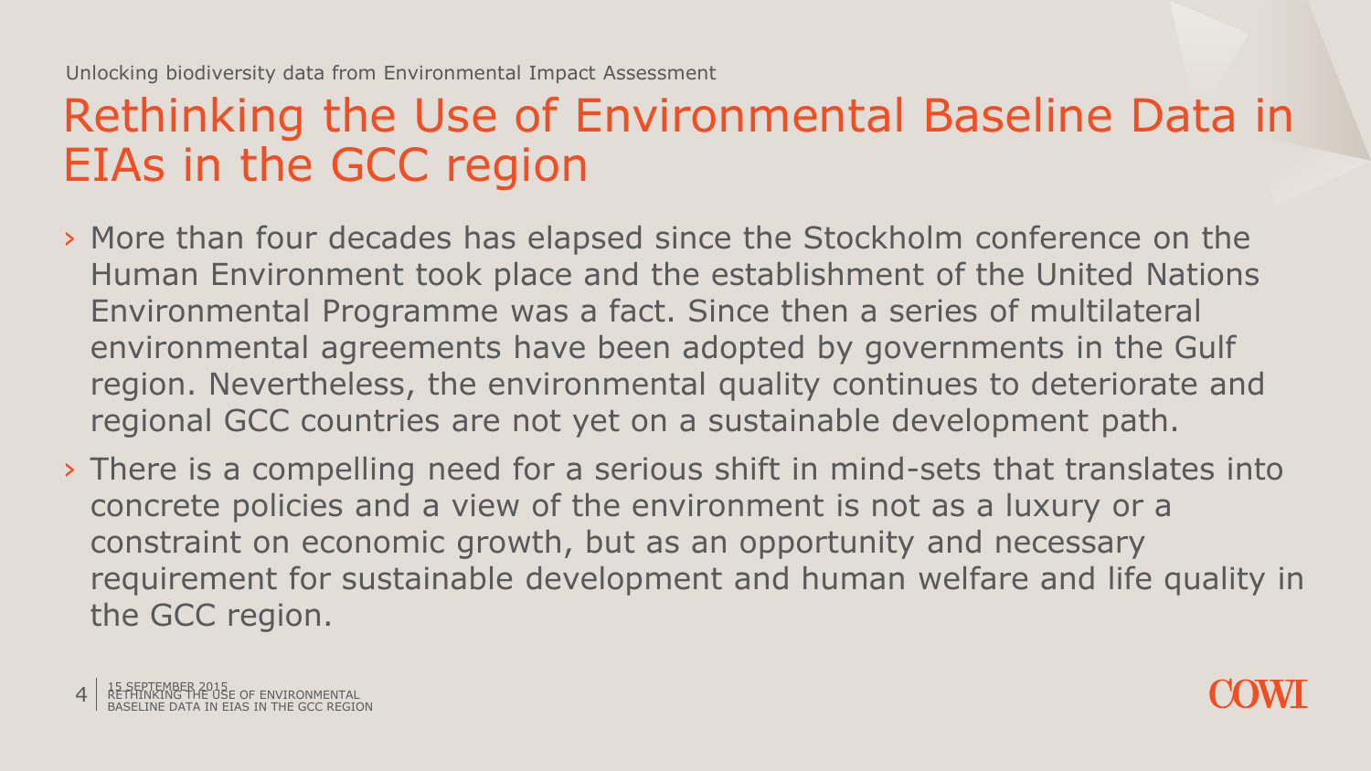Unlocking biodiversity data from Environmental Impact Assessment

# Rethinking the Use of Environmental Baseline Data in EIAs in the GCC region

- More than four decades has elapsed since the Stockholm conference on the Human Environment took place and the establishment of the United Nations Environmental Programme was a fact. Since then a series of multilateral environmental agreements have been adopted by governments in the Gulf region. Nevertheless, the environmental quality continues to deteriorate and regional GCC countries are not yet on a sustainable development path.
- There is a compelling need for a serious shift in mind-sets that translates into concrete policies and a view of the environment is not as a luxury or a constraint on economic growth, but as an opportunity and necessary requirement for sustainable development and human welfare and life quality in the GCC region.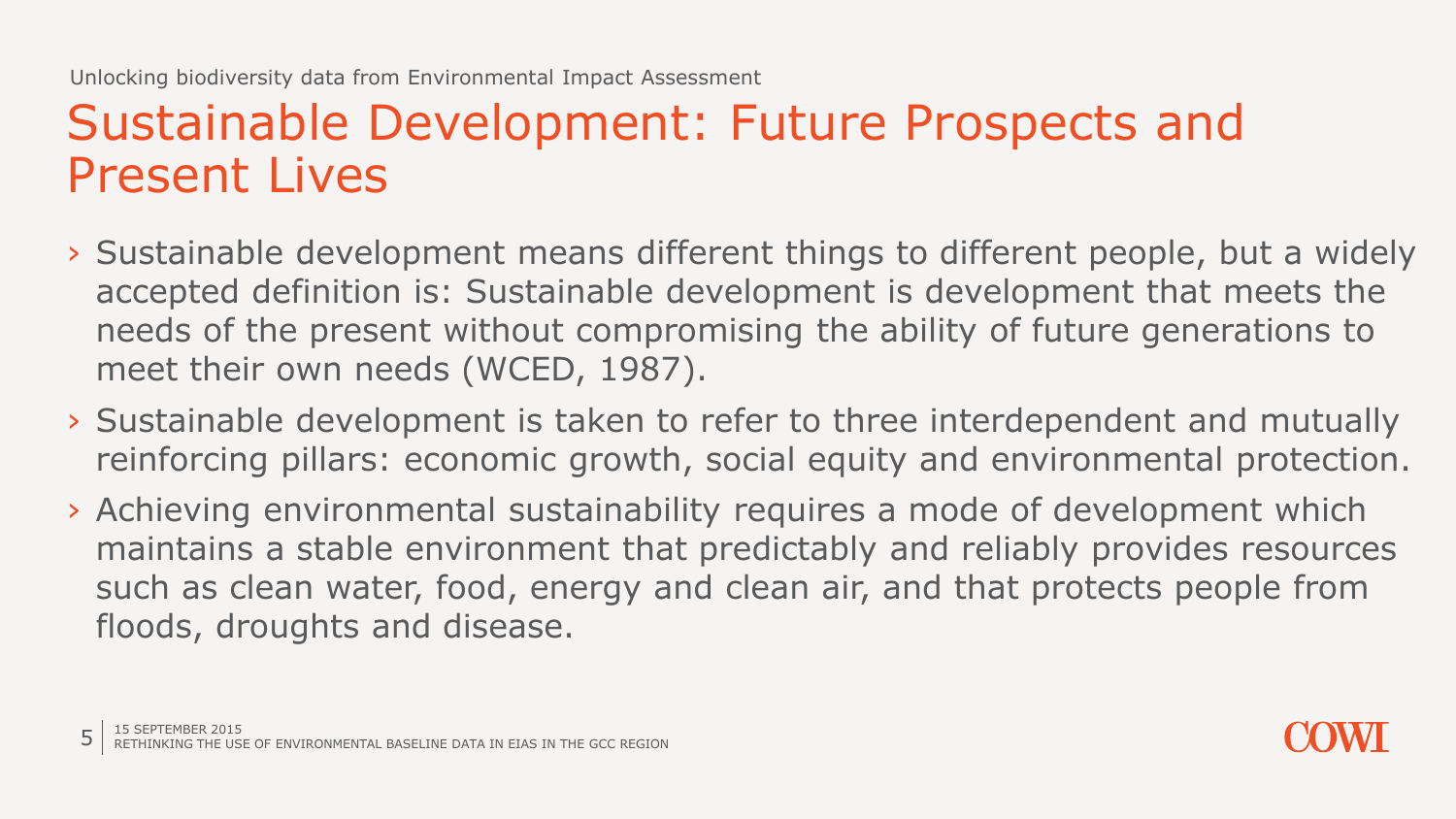Unlocking biodiversity data from Environmental Impact Assessment

# Sustainable Development: Future Prospects and Present Lives

- Sustainable development means different things to different people, but a widely accepted definition is: Sustainable development is development that meets the needs of the present without compromising the ability of future generations to meet their own needs (WCED, 1987).
- Sustainable development is taken to refer to three interdependent and mutually reinforcing pillars: economic growth, social equity and environmental protection.
- Achieving environmental sustainability requires a mode of development which maintains a stable environment that predictably and reliably provides resources such as clean water, food, energy and clean air, and that protects people from floods, droughts and disease.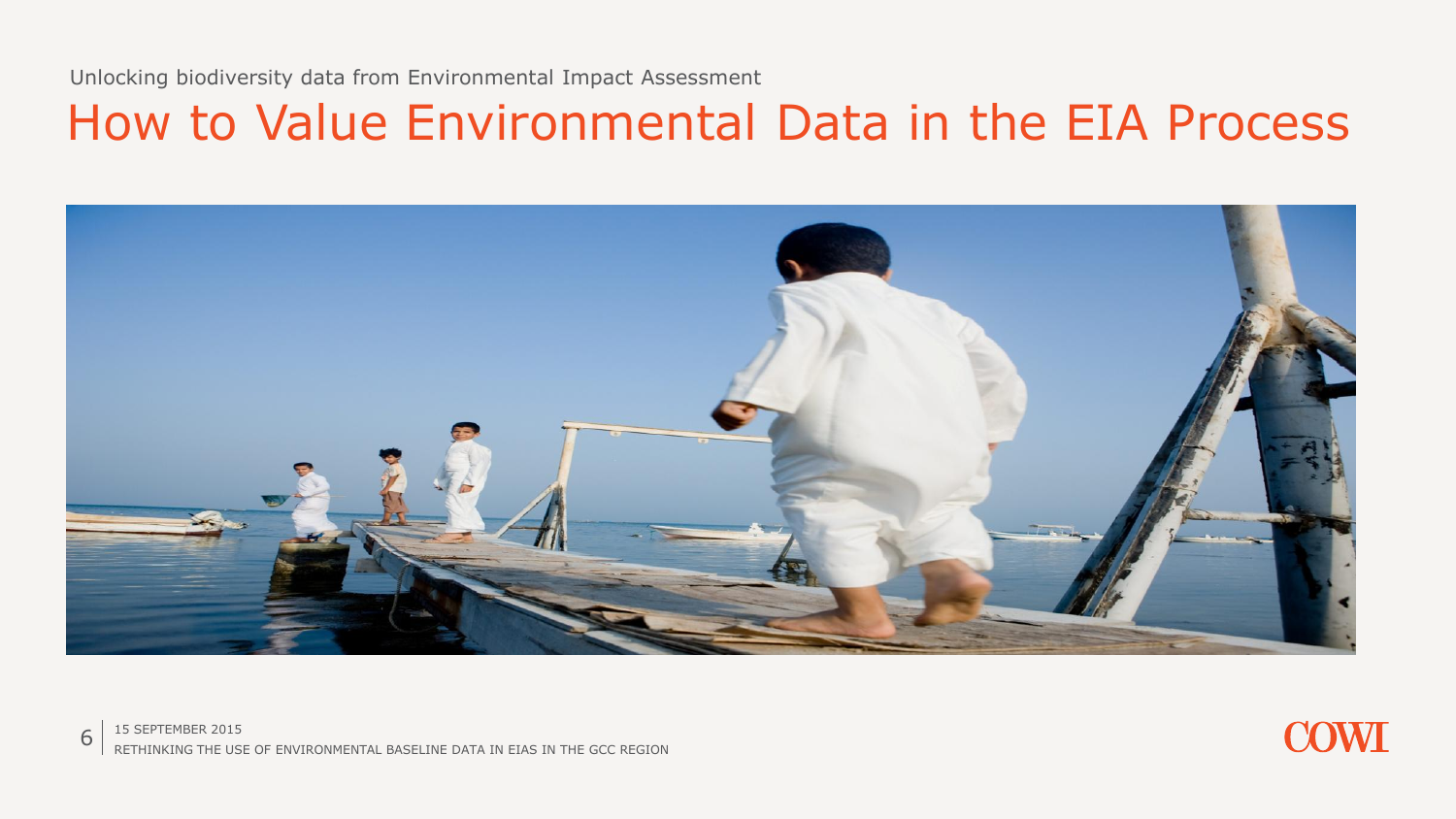Unlocking biodiversity data from Environmental Impact Assessment

# How to Value Environmental Data in the EIA Process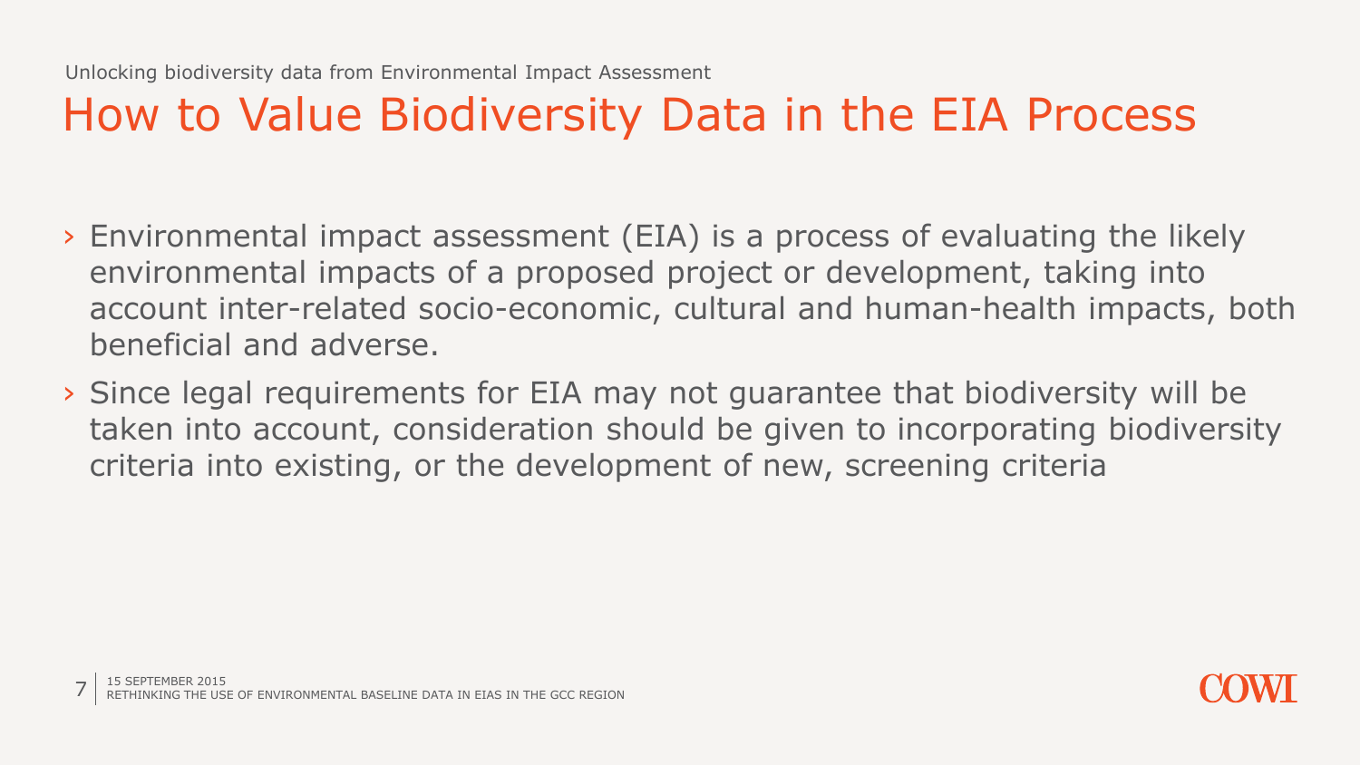Unlocking biodiversity data from Environmental Impact Assessment

# How to Value Biodiversity Data in the EIA Process

- Environmental impact assessment (EIA) is a process of evaluating the likely environmental impacts of a proposed project or development, taking into account inter-related socio-economic, cultural and human-health impacts, both beneficial and adverse.
- Since legal requirements for EIA may not guarantee that biodiversity will be taken into account, consideration should be given to incorporating biodiversity criteria into existing, or the development of new, screening criteria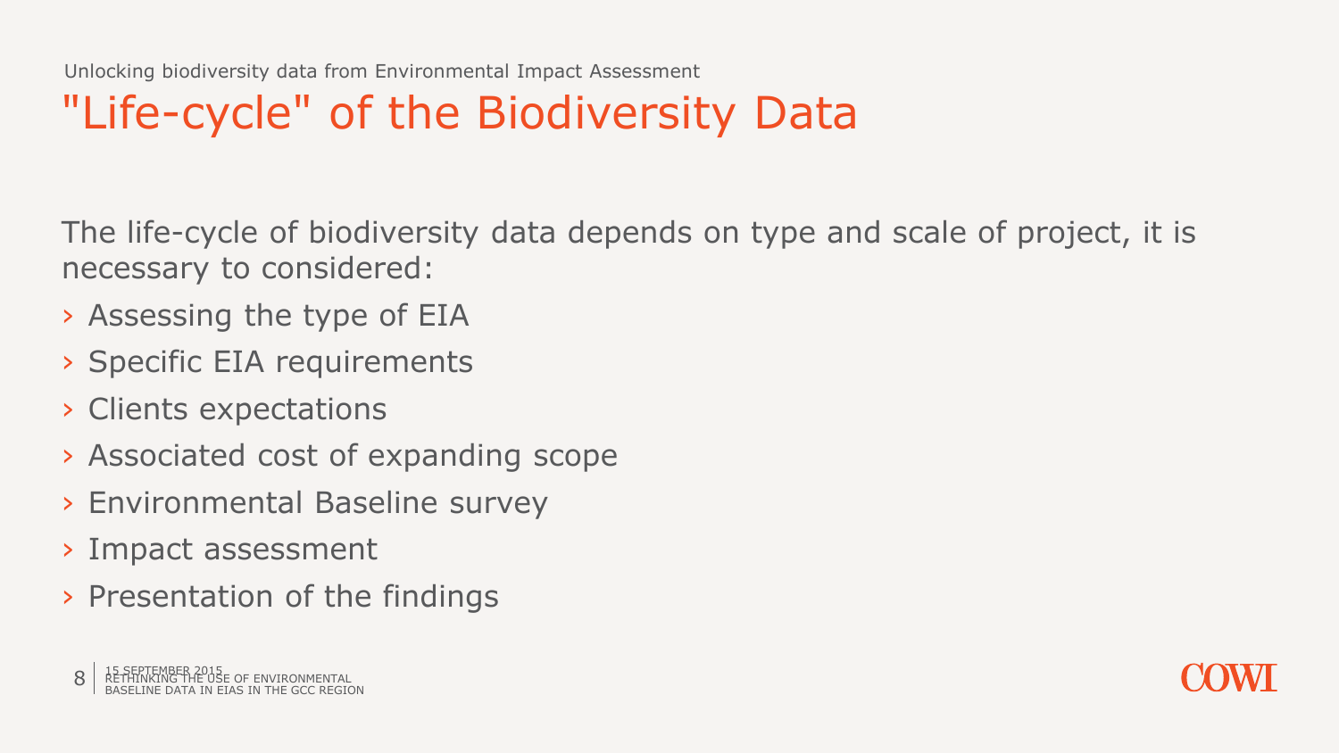Unlocking biodiversity data from Environmental Impact Assessment

# "Life-cycle" of the Biodiversity Data

The life-cycle of biodiversity data depends on type and scale of project, it is necessary to considered:

- Assessing the type of EIA
- Specific EIA requirements
- Clients expectations
- Associated cost of expanding scope
- Environmental Baseline survey
- Impact assessment
- Presentation of the findings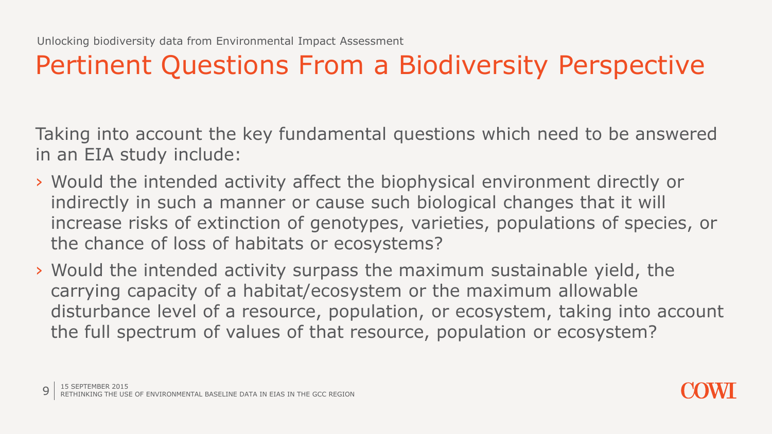Unlocking biodiversity data from Environmental Impact Assessment

# Pertinent Questions From a Biodiversity Perspective

Taking into account the key fundamental questions which need to be answered in an EIA study include:

- Would the intended activity affect the biophysical environment directly or indirectly in such a manner or cause such biological changes that it will increase risks of extinction of genotypes, varieties, populations of species, or the chance of loss of habitats or ecosystems?
- Would the intended activity surpass the maximum sustainable yield, the carrying capacity of a habitat/ecosystem or the maximum allowable disturbance level of a resource, population, or ecosystem, taking into account the full spectrum of values of that resource, population or ecosystem?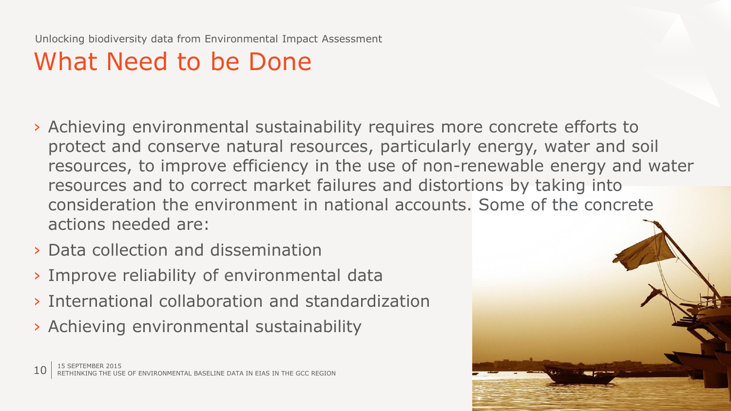Unlocking biodiversity data from Environmental Impact Assessment

# What Need to be Done

- Achieving environmental sustainability requires more concrete efforts to protect and conserve natural resources, particularly energy, water and soil resources, to improve efficiency in the use of non-renewable energy and water resources and to correct market failures and distortions by taking into consideration the environment in national accounts. Some of the concrete actions needed are:
- Data collection and dissemination
- Improve reliability of environmental data
- International collaboration and standardization
- Achieving environmental sustainability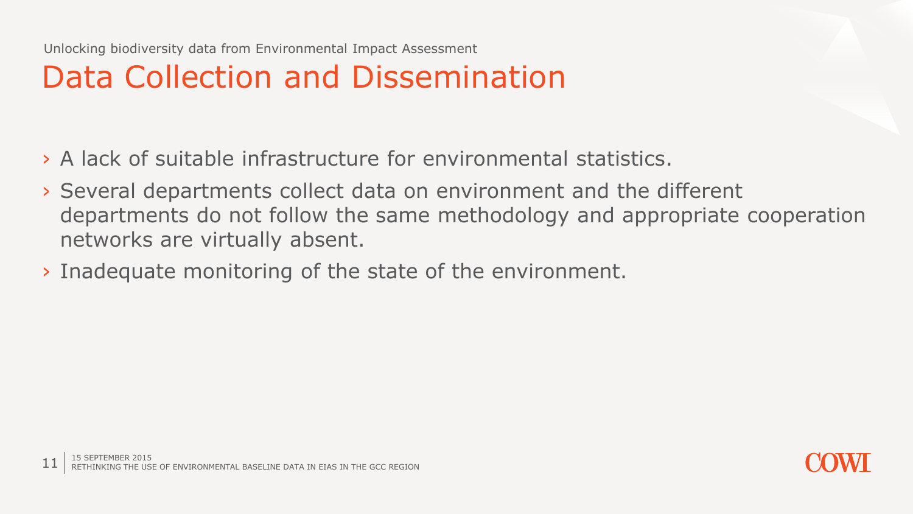Unlocking biodiversity data from Environmental Impact Assessment

# Data Collection and Dissemination

- A lack of suitable infrastructure for environmental statistics.
- Several departments collect data on environment and the different departments do not follow the same methodology and appropriate cooperation networks are virtually absent.
- Inadequate monitoring of the state of the environment.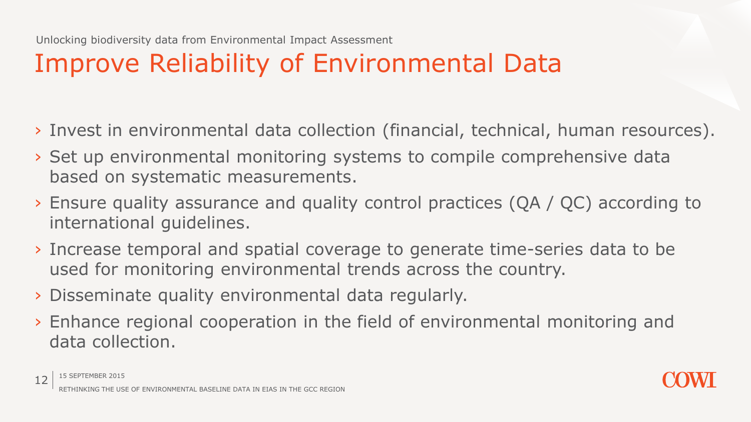# Improve Reliability of Environmental Data

- Invest in environmental data collection (financial, technical, human resources).
- Set up environmental monitoring systems to compile comprehensive data based on systematic measurements.
- Ensure quality assurance and quality control practices (QA / QC) according to international guidelines.
- Increase temporal and spatial coverage to generate time-series data to be used for monitoring environmental trends across the country.
- Disseminate quality environmental data regularly.
- Enhance regional cooperation in the field of environmental monitoring and data collection.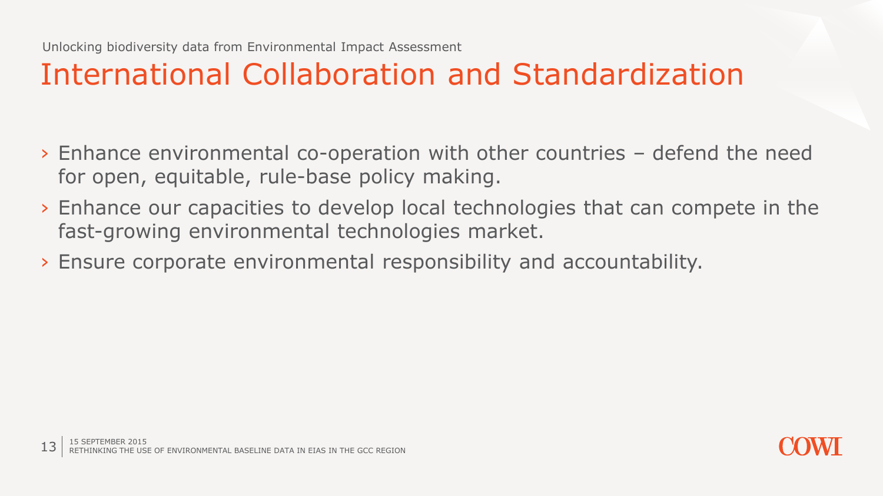Unlocking biodiversity data from Environmental Impact Assessment

# International Collaboration and Standardization

- Enhance environmental co-operation with other countries – defend the need for open, equitable, rule-base policy making.
- Enhance our capacities to develop local technologies that can compete in the fast-growing environmental technologies market.
- Ensure corporate environmental responsibility and accountability.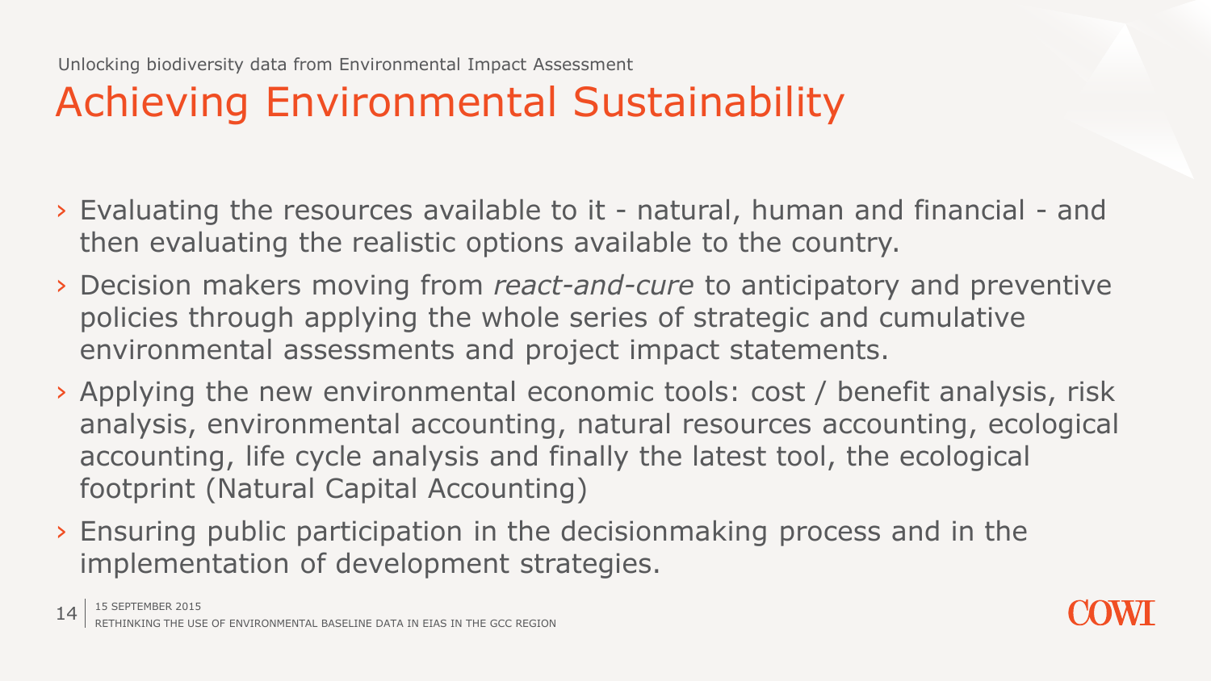Unlocking biodiversity data from Environmental Impact Assessment

# Achieving Environmental Sustainability

- Evaluating the resources available to it - natural, human and financial - and then evaluating the realistic options available to the country.
- Decision makers moving from *react-and-cure* to anticipatory and preventive policies through applying the whole series of strategic and cumulative environmental assessments and project impact statements.
- Applying the new environmental economic tools: cost / benefit analysis, risk analysis, environmental accounting, natural resources accounting, ecological accounting, life cycle analysis and finally the latest tool, the ecological footprint (Natural Capital Accounting)
- Ensuring public participation in the decisionmaking process and in the implementation of development strategies.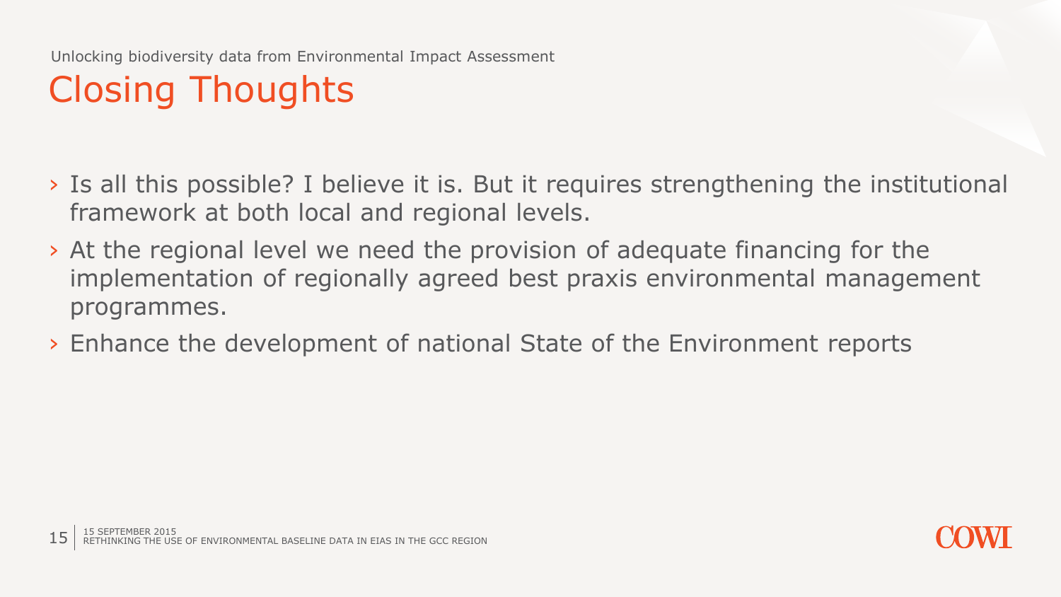Unlocking biodiversity data from Environmental Impact Assessment

# Closing Thoughts

- Is all this possible? I believe it is. But it requires strengthening the institutional framework at both local and regional levels.
- At the regional level we need the provision of adequate financing for the implementation of regionally agreed best praxis environmental management programmes.
- Enhance the development of national State of the Environment reports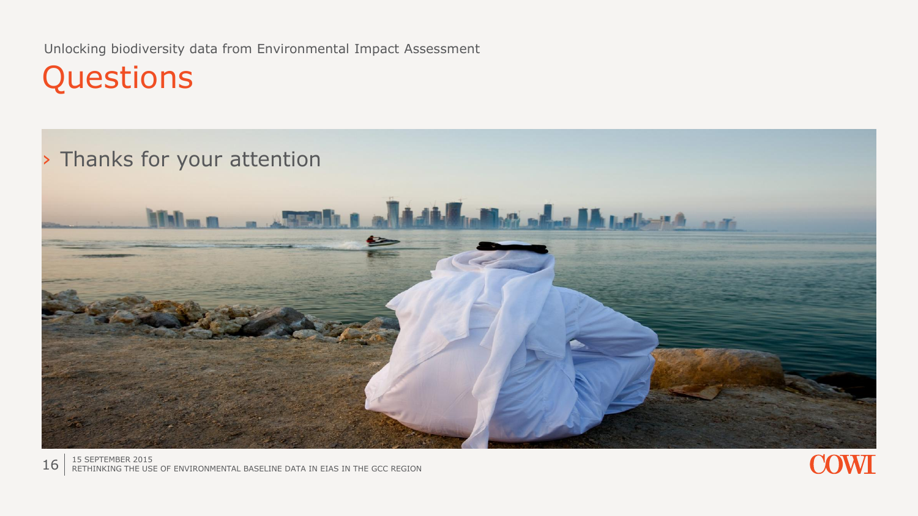Unlocking biodiversity data from Environmental Impact Assessment

# Questions

- Thanks for your attention